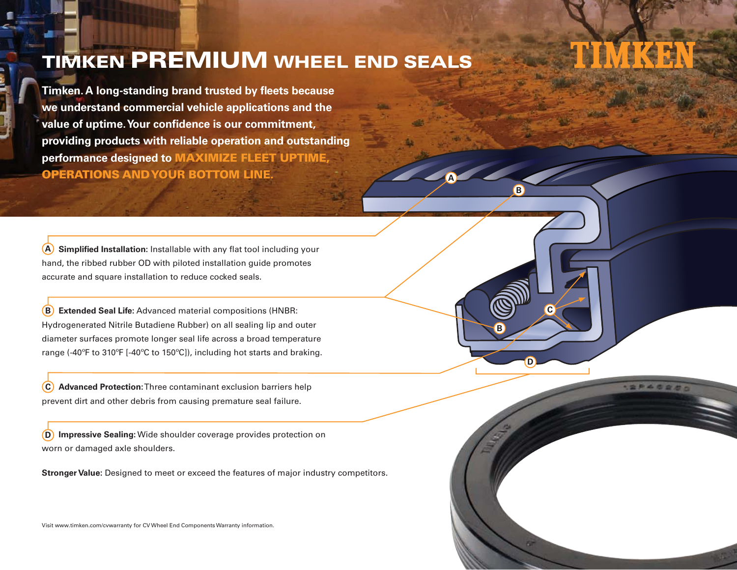# TIMKEN PREMIUM WHEEL END SEALS

TIMKEN

**Timken. A long-standing brand trusted by fleets because we understand commercial vehicle applications and the value of uptime. Your confidence is our commitment, providing products with reliable operation and outstanding performance designed to MAXIMIZE FLEET UPTIME, OPERATIONS AND YOUR BOTTOM LINE.**

**A Simplified Installation:** Installable with any flat tool including your hand, the ribbed rubber OD with piloted installation guide promotes accurate and square installation to reduce cocked seals.

**B Extended Seal Life:** Advanced material compositions (HNBR: Hydrogenerated Nitrile Butadiene Rubber) on all sealing lip and outer diameter surfaces promote longer seal life across a broad temperature range (-40ºF to 310ºF [-40ºC to 150ºC]), including hot starts and braking.

**C Advanced Protection:** Three contaminant exclusion barriers help prevent dirt and other debris from causing premature seal failure.

**D Impressive Sealing:** Wide shoulder coverage provides protection on worn or damaged axle shoulders.

**Stronger Value:** Designed to meet or exceed the features of major industry competitors.

Visit www.timken.com/cvwarranty for CV Wheel End Components Warranty information.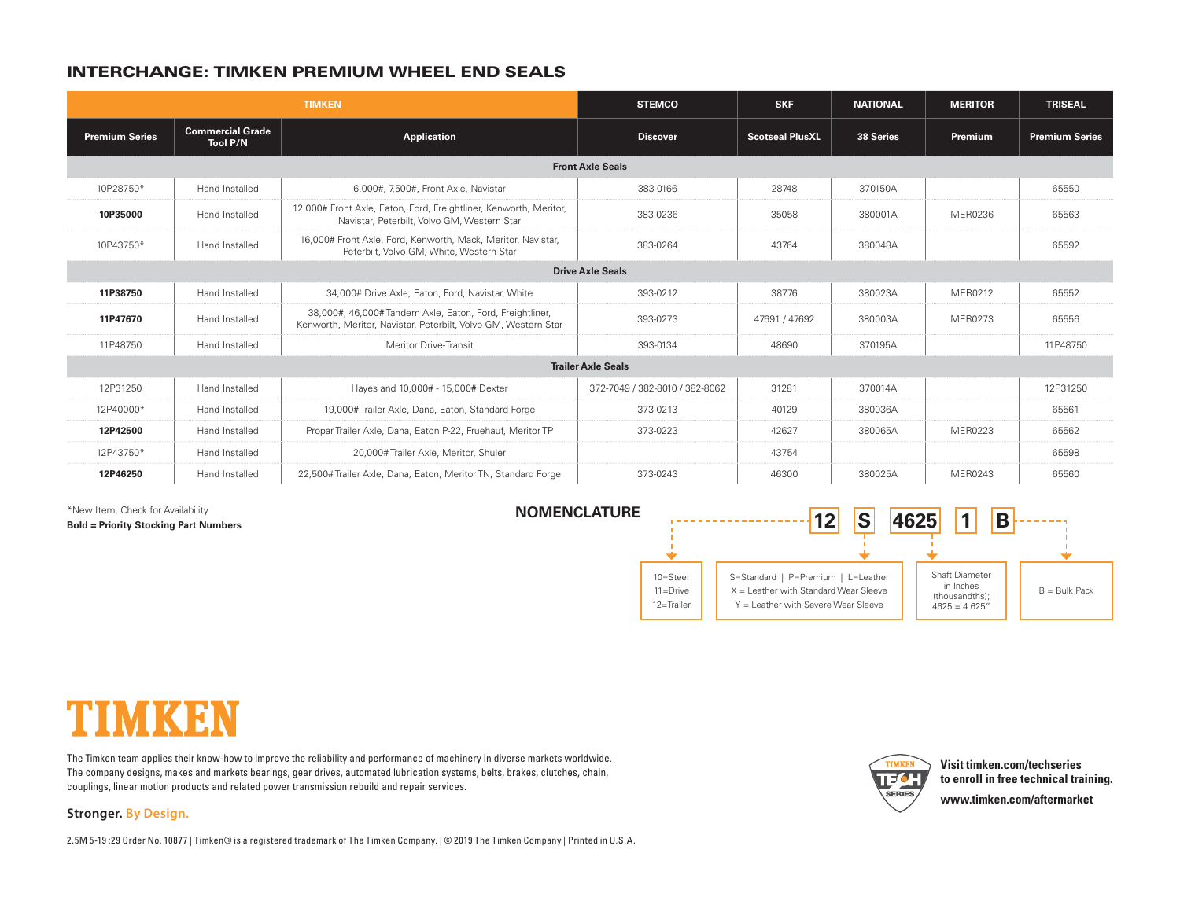## INTERCHANGE: TIMKEN PREMIUM WHEEL END SEALS

| TIMKEN | | | STEMCO | SKF | NATIONAL | MERITOR | TRISEAL |
|---|---|---|---|---|---|---|---|
| **Premium Series** | **Commercial Grade Tool P/N** | **Application** | **Discover** | **Scotseal PlusXL** | **38 Series** | **Premium** | **Premium Series** |
| **Front Axle Seals** | | | | | | | |
| 10P28750* | Hand Installed | 6,000#, 7,500#, Front Axle, Navistar | 383-0166 | 28748 | 370150A | | 65550 |
| **10P35000** | Hand Installed | 12,000# Front Axle, Eaton, Ford, Freightliner, Kenworth, Meritor, Navistar, Peterbilt, Volvo GM, Western Star | 383-0236 | 35058 | 380001A | MER0236 | 65563 |
| 10P43750* | Hand Installed | 16,000# Front Axle, Ford, Kenworth, Mack, Meritor, Navistar, Peterbilt, Volvo GM, White, Western Star | 383-0264 | 43764 | 380048A | | 65592 |
| **Drive Axle Seals** | | | | | | | |
| **11P38750** | Hand Installed | 34,000# Drive Axle, Eaton, Ford, Navistar, White | 393-0212 | 38776 | 380023A | MER0212 | 65552 |
| **11P47670** | Hand Installed | 38,000#, 46,000# Tandem Axle, Eaton, Ford, Freightliner, Kenworth, Meritor, Navistar, Peterbilt, Volvo GM, Western Star | 393-0273 | 47691 / 47692 | 380003A | MER0273 | 65556 |
| 11P48750 | Hand Installed | Meritor Drive-Transit | 393-0134 | 48690 | 370195A | | 11P48750 |
| **Trailer Axle Seals** | | | | | | | |
| 12P31250 | Hand Installed | Hayes and 10,000# - 15,000# Dexter | 372-7049 / 382-8010 / 382-8062 | 31281 | 370014A | | 12P31250 |
| 12P40000* | Hand Installed | 19,000# Trailer Axle, Dana, Eaton, Standard Forge | 373-0213 | 40129 | 380036A | | 65561 |
| **12P42500** | Hand Installed | Propar Trailer Axle, Dana, Eaton P-22, Fruehauf, Meritor TP | 373-0223 | 42627 | 380065A | MER0223 | 65562 |
| 12P43750* | Hand Installed | 20,000# Trailer Axle, Meritor, Shuler | | 43754 | | | 65598 |
| **12P46250** | Hand Installed | 22,500# Trailer Axle, Dana, Eaton, Meritor TN, Standard Forge | 373-0243 | 46300 | 380025A | MER0243 | 65560 |

*New Item, Check for Availability

**Bold = Priority Stocking Part Numbers**

### NOMENCLATURE

**12 S 4625 1 B**

- **12**: 10=Steer, 11=Drive, 12=Trailer
- **S**: S=Standard | P=Premium | L=Leather; X = Leather with Standard Wear Sleeve; Y = Leather with Severe Wear Sleeve
- **4625**: Shaft Diameter in Inches (thousandths); 4625 = 4.625″
- **B**: B = Bulk Pack

# TIMKEN

The Timken team applies their know-how to improve the reliability and performance of machinery in diverse markets worldwide. The company designs, makes and markets bearings, gear drives, automated lubrication systems, belts, brakes, clutches, chain, couplings, linear motion products and related power transmission rebuild and repair services.

**Stronger. By Design.**

TIMKEN TECH SERIES

**Visit timken.com/techseries to enroll in free technical training.**

**www.timken.com/aftermarket**

2.5M 5-19 :29 Order No. 10877 | Timken® is a registered trademark of The Timken Company. | © 2019 The Timken Company | Printed in U.S.A.